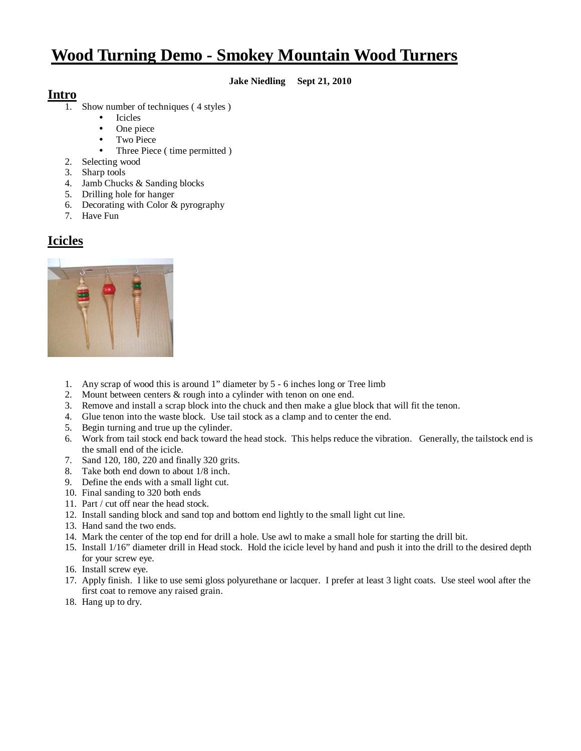# Wood Turning Demo - Smokey Mountain Wood Turners

**Jake Niedling Sept 21, 2010**

## Intro

1. Show number of techniques ( 4 styles )
   - Icicles
   - One piece
   - Two Piece
   - Three Piece ( time permitted )
2. Selecting wood
3. Sharp tools
4. Jamb Chucks & Sanding blocks
5. Drilling hole for hanger
6. Decorating with Color & pyrography
7. Have Fun

## Icicles

1. Any scrap of wood this is around 1" diameter by 5 - 6 inches long or Tree limb
2. Mount between centers & rough into a cylinder with tenon on one end.
3. Remove and install a scrap block into the chuck and then make a glue block that will fit the tenon.
4. Glue tenon into the waste block. Use tail stock as a clamp and to center the end.
5. Begin turning and true up the cylinder.
6. Work from tail stock end back toward the head stock. This helps reduce the vibration. Generally, the tailstock end is the small end of the icicle.
7. Sand 120, 180, 220 and finally 320 grits.
8. Take both end down to about 1/8 inch.
9. Define the ends with a small light cut.
10. Final sanding to 320 both ends
11. Part / cut off near the head stock.
12. Install sanding block and sand top and bottom end lightly to the small light cut line.
13. Hand sand the two ends.
14. Mark the center of the top end for drill a hole. Use awl to make a small hole for starting the drill bit.
15. Install 1/16" diameter drill in Head stock. Hold the icicle level by hand and push it into the drill to the desired depth for your screw eye.
16. Install screw eye.
17. Apply finish. I like to use semi gloss polyurethane or lacquer. I prefer at least 3 light coats. Use steel wool after the first coat to remove any raised grain.
18. Hang up to dry.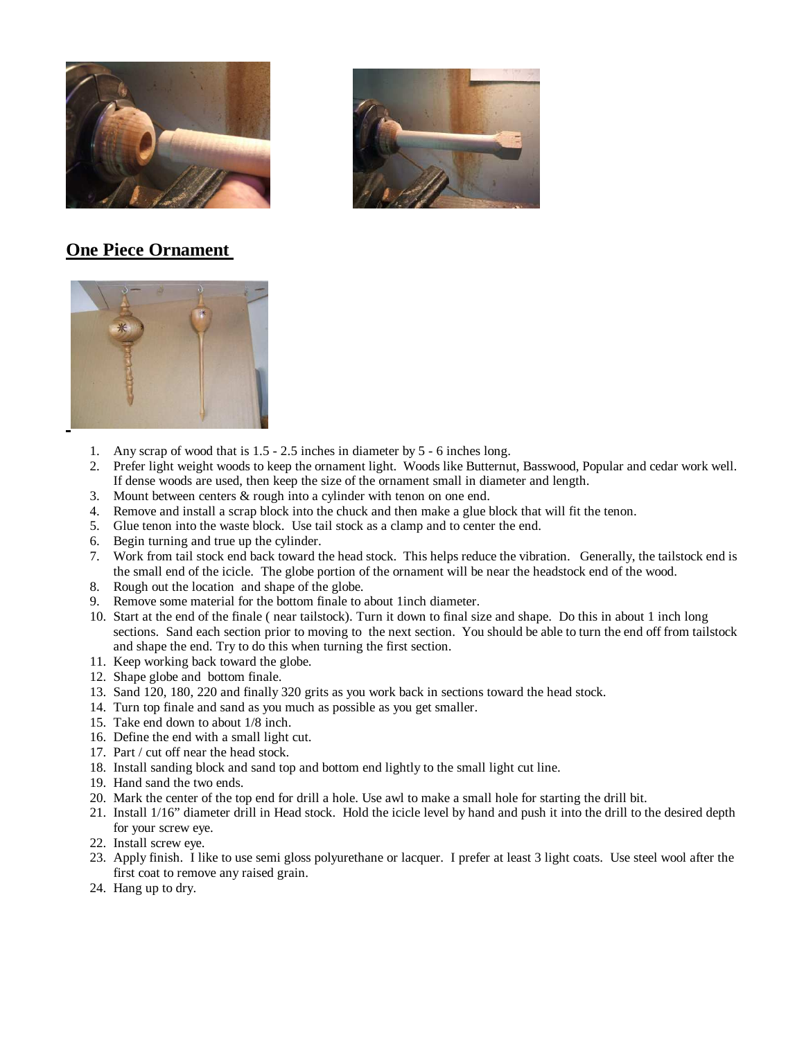## One Piece Ornament

1. Any scrap of wood that is 1.5 - 2.5 inches in diameter by 5 - 6 inches long.
2. Prefer light weight woods to keep the ornament light. Woods like Butternut, Basswood, Popular and cedar work well. If dense woods are used, then keep the size of the ornament small in diameter and length.
3. Mount between centers & rough into a cylinder with tenon on one end.
4. Remove and install a scrap block into the chuck and then make a glue block that will fit the tenon.
5. Glue tenon into the waste block. Use tail stock as a clamp and to center the end.
6. Begin turning and true up the cylinder.
7. Work from tail stock end back toward the head stock. This helps reduce the vibration. Generally, the tailstock end is the small end of the icicle. The globe portion of the ornament will be near the headstock end of the wood.
8. Rough out the location and shape of the globe.
9. Remove some material for the bottom finale to about 1inch diameter.
10. Start at the end of the finale ( near tailstock). Turn it down to final size and shape. Do this in about 1 inch long sections. Sand each section prior to moving to the next section. You should be able to turn the end off from tailstock and shape the end. Try to do this when turning the first section.
11. Keep working back toward the globe.
12. Shape globe and bottom finale.
13. Sand 120, 180, 220 and finally 320 grits as you work back in sections toward the head stock.
14. Turn top finale and sand as you much as possible as you get smaller.
15. Take end down to about 1/8 inch.
16. Define the end with a small light cut.
17. Part / cut off near the head stock.
18. Install sanding block and sand top and bottom end lightly to the small light cut line.
19. Hand sand the two ends.
20. Mark the center of the top end for drill a hole. Use awl to make a small hole for starting the drill bit.
21. Install 1/16" diameter drill in Head stock. Hold the icicle level by hand and push it into the drill to the desired depth for your screw eye.
22. Install screw eye.
23. Apply finish. I like to use semi gloss polyurethane or lacquer. I prefer at least 3 light coats. Use steel wool after the first coat to remove any raised grain.
24. Hang up to dry.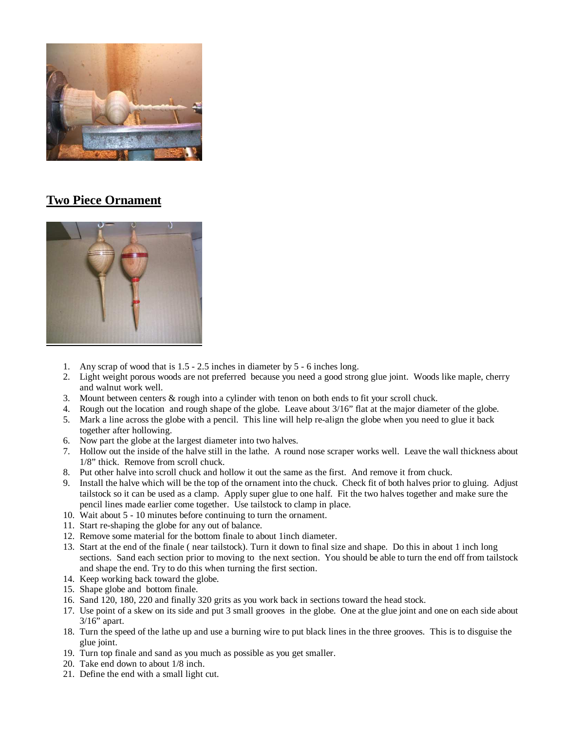## Two Piece Ornament

1. Any scrap of wood that is 1.5 - 2.5 inches in diameter by 5 - 6 inches long.
2. Light weight porous woods are not preferred because you need a good strong glue joint. Woods like maple, cherry and walnut work well.
3. Mount between centers & rough into a cylinder with tenon on both ends to fit your scroll chuck.
4. Rough out the location and rough shape of the globe. Leave about 3/16" flat at the major diameter of the globe.
5. Mark a line across the globe with a pencil. This line will help re-align the globe when you need to glue it back together after hollowing.
6. Now part the globe at the largest diameter into two halves.
7. Hollow out the inside of the halve still in the lathe. A round nose scraper works well. Leave the wall thickness about 1/8" thick. Remove from scroll chuck.
8. Put other halve into scroll chuck and hollow it out the same as the first. And remove it from chuck.
9. Install the halve which will be the top of the ornament into the chuck. Check fit of both halves prior to gluing. Adjust tailstock so it can be used as a clamp. Apply super glue to one half. Fit the two halves together and make sure the pencil lines made earlier come together. Use tailstock to clamp in place.
10. Wait about 5 - 10 minutes before continuing to turn the ornament.
11. Start re-shaping the globe for any out of balance.
12. Remove some material for the bottom finale to about 1inch diameter.
13. Start at the end of the finale ( near tailstock). Turn it down to final size and shape. Do this in about 1 inch long sections. Sand each section prior to moving to the next section. You should be able to turn the end off from tailstock and shape the end. Try to do this when turning the first section.
14. Keep working back toward the globe.
15. Shape globe and bottom finale.
16. Sand 120, 180, 220 and finally 320 grits as you work back in sections toward the head stock.
17. Use point of a skew on its side and put 3 small grooves in the globe. One at the glue joint and one on each side about 3/16" apart.
18. Turn the speed of the lathe up and use a burning wire to put black lines in the three grooves. This is to disguise the glue joint.
19. Turn top finale and sand as you much as possible as you get smaller.
20. Take end down to about 1/8 inch.
21. Define the end with a small light cut.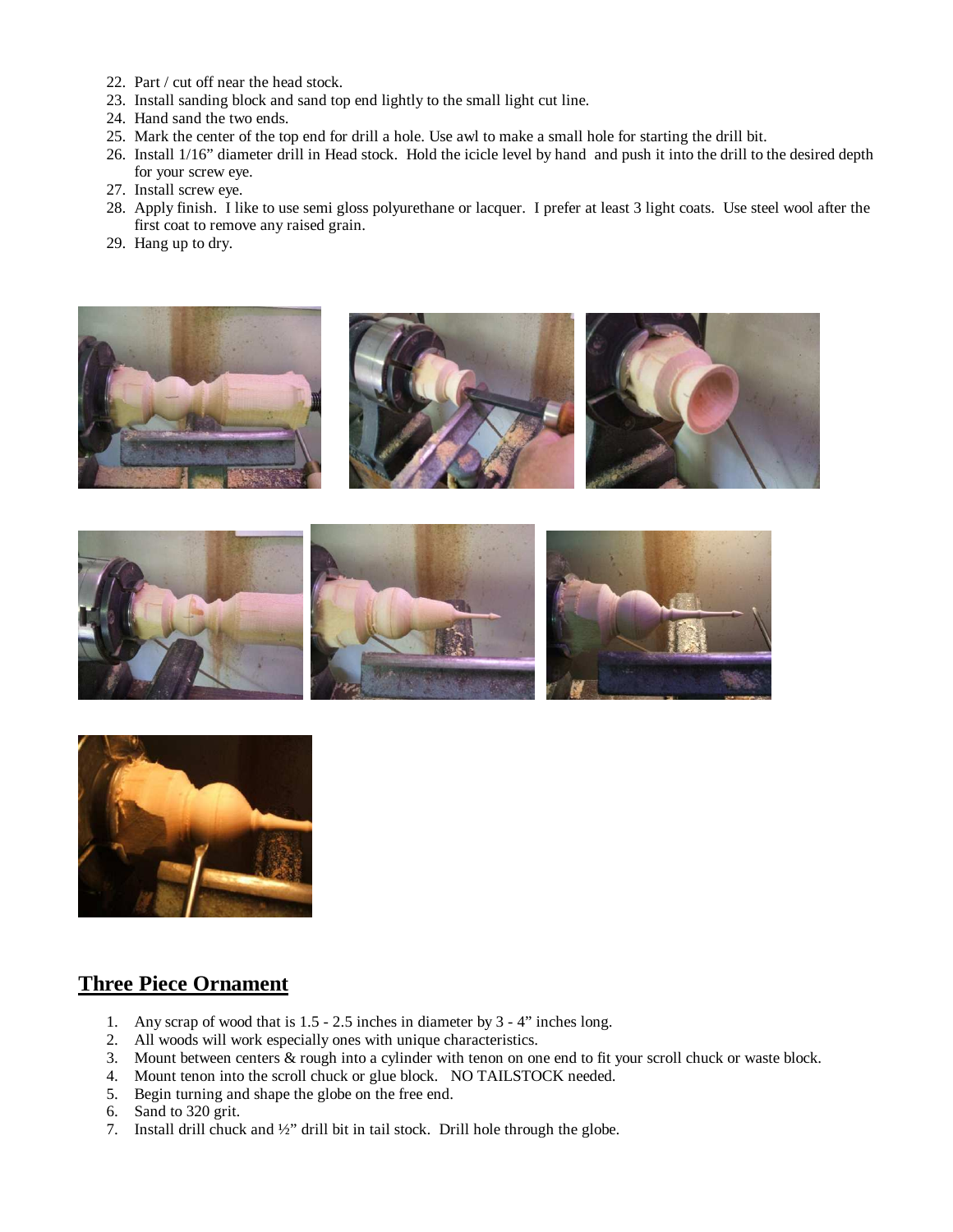22. Part / cut off near the head stock.
23. Install sanding block and sand top end lightly to the small light cut line.
24. Hand sand the two ends.
25. Mark the center of the top end for drill a hole. Use awl to make a small hole for starting the drill bit.
26. Install 1/16" diameter drill in Head stock. Hold the icicle level by hand and push it into the drill to the desired depth for your screw eye.
27. Install screw eye.
28. Apply finish. I like to use semi gloss polyurethane or lacquer. I prefer at least 3 light coats. Use steel wool after the first coat to remove any raised grain.
29. Hang up to dry.

## Three Piece Ornament

1. Any scrap of wood that is 1.5 - 2.5 inches in diameter by 3 - 4" inches long.
2. All woods will work especially ones with unique characteristics.
3. Mount between centers & rough into a cylinder with tenon on one end to fit your scroll chuck or waste block.
4. Mount tenon into the scroll chuck or glue block. NO TAILSTOCK needed.
5. Begin turning and shape the globe on the free end.
6. Sand to 320 grit.
7. Install drill chuck and ½" drill bit in tail stock. Drill hole through the globe.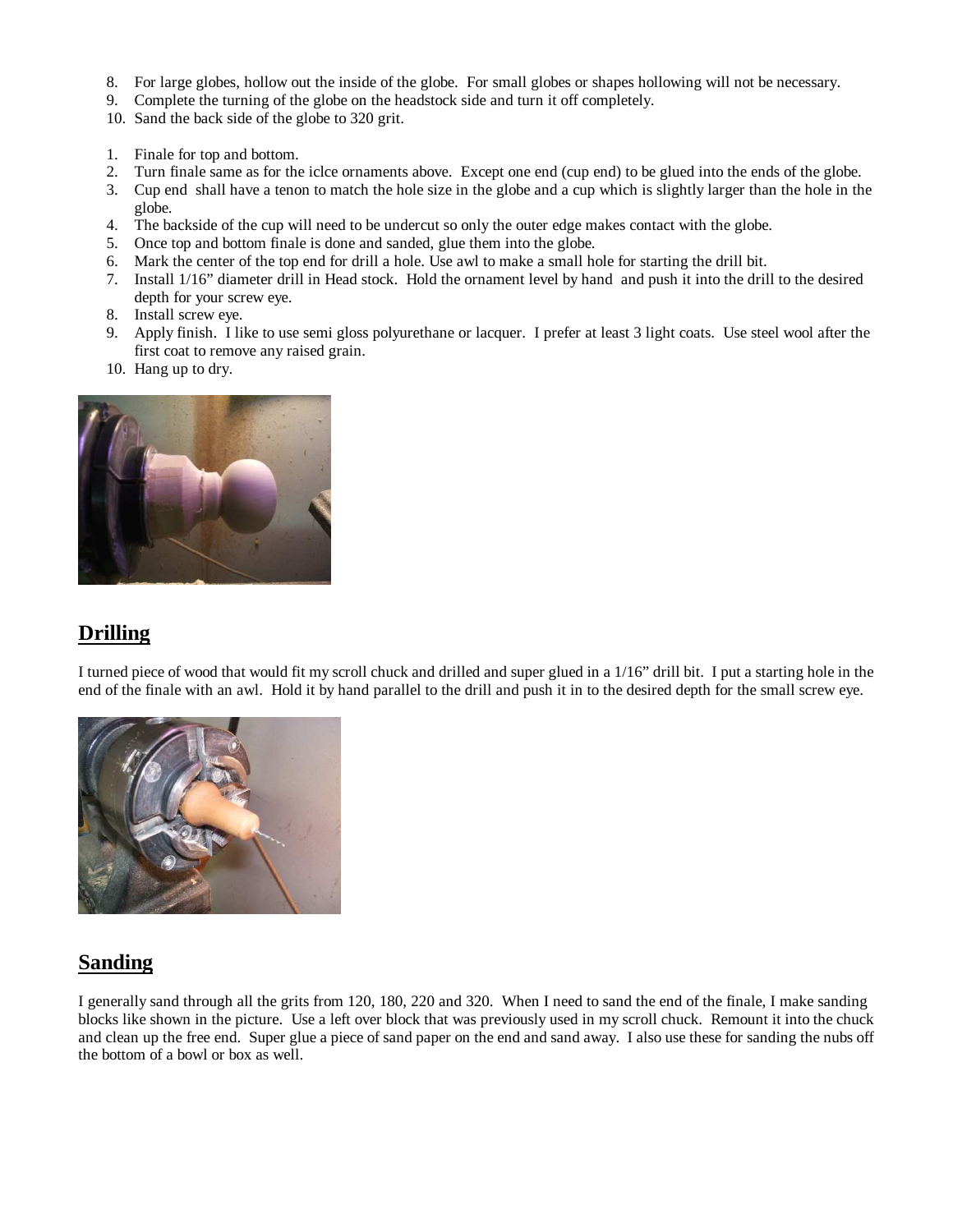8. For large globes, hollow out the inside of the globe. For small globes or shapes hollowing will not be necessary.
9. Complete the turning of the globe on the headstock side and turn it off completely.
10. Sand the back side of the globe to 320 grit.

1. Finale for top and bottom.
2. Turn finale same as for the iclce ornaments above. Except one end (cup end) to be glued into the ends of the globe.
3. Cup end shall have a tenon to match the hole size in the globe and a cup which is slightly larger than the hole in the globe.
4. The backside of the cup will need to be undercut so only the outer edge makes contact with the globe.
5. Once top and bottom finale is done and sanded, glue them into the globe.
6. Mark the center of the top end for drill a hole. Use awl to make a small hole for starting the drill bit.
7. Install 1/16" diameter drill in Head stock. Hold the ornament level by hand and push it into the drill to the desired depth for your screw eye.
8. Install screw eye.
9. Apply finish. I like to use semi gloss polyurethane or lacquer. I prefer at least 3 light coats. Use steel wool after the first coat to remove any raised grain.
10. Hang up to dry.

## Drilling

I turned piece of wood that would fit my scroll chuck and drilled and super glued in a 1/16" drill bit. I put a starting hole in the end of the finale with an awl. Hold it by hand parallel to the drill and push it in to the desired depth for the small screw eye.

## Sanding

I generally sand through all the grits from 120, 180, 220 and 320. When I need to sand the end of the finale, I make sanding blocks like shown in the picture. Use a left over block that was previously used in my scroll chuck. Remount it into the chuck and clean up the free end. Super glue a piece of sand paper on the end and sand away. I also use these for sanding the nubs off the bottom of a bowl or box as well.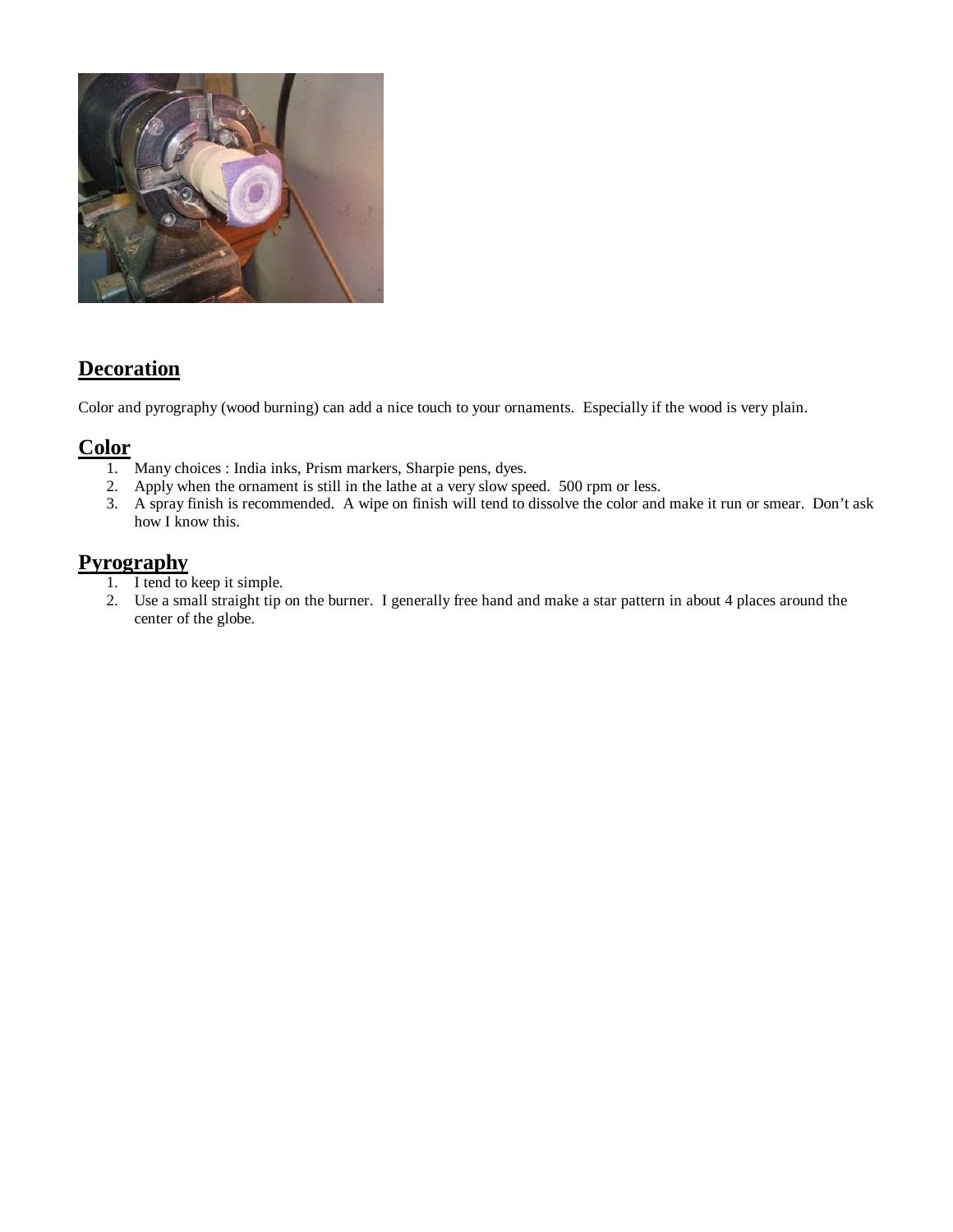## Decoration

Color and pyrography (wood burning) can add a nice touch to your ornaments. Especially if the wood is very plain.

## Color

1. Many choices : India inks, Prism markers, Sharpie pens, dyes.
2. Apply when the ornament is still in the lathe at a very slow speed. 500 rpm or less.
3. A spray finish is recommended. A wipe on finish will tend to dissolve the color and make it run or smear. Don't ask how I know this.

## Pyrography

1. I tend to keep it simple.
2. Use a small straight tip on the burner. I generally free hand and make a star pattern in about 4 places around the center of the globe.